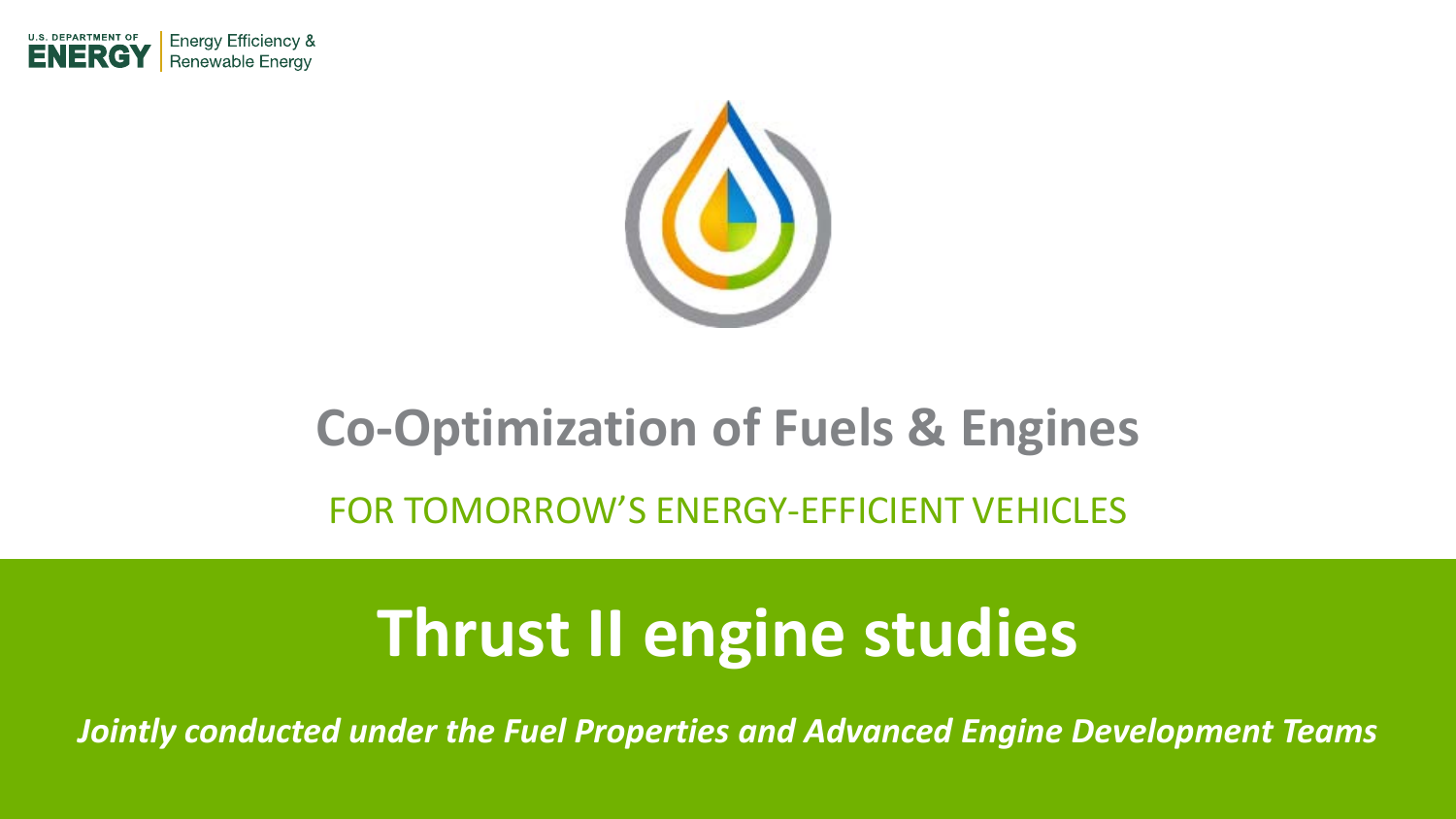U.S. DEPARTMENT OF ENERGY | Energy Efficiency & Renewable Energy

# Co-Optimization of Fuels & Engines

FOR TOMORROW'S ENERGY-EFFICIENT VEHICLES

## Thrust II engine studies

***Jointly conducted under the Fuel Properties and Advanced Engine Development Teams***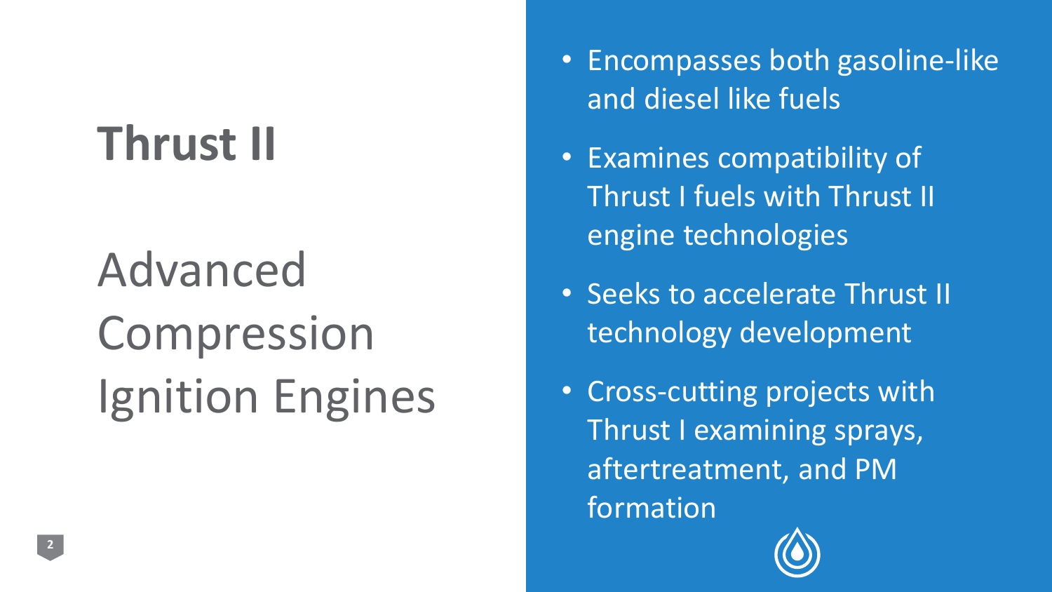# Thrust II

## Advanced Compression Ignition Engines

- Encompasses both gasoline-like and diesel like fuels
- Examines compatibility of Thrust I fuels with Thrust II engine technologies
- Seeks to accelerate Thrust II technology development
- Cross-cutting projects with Thrust I examining sprays, aftertreatment, and PM formation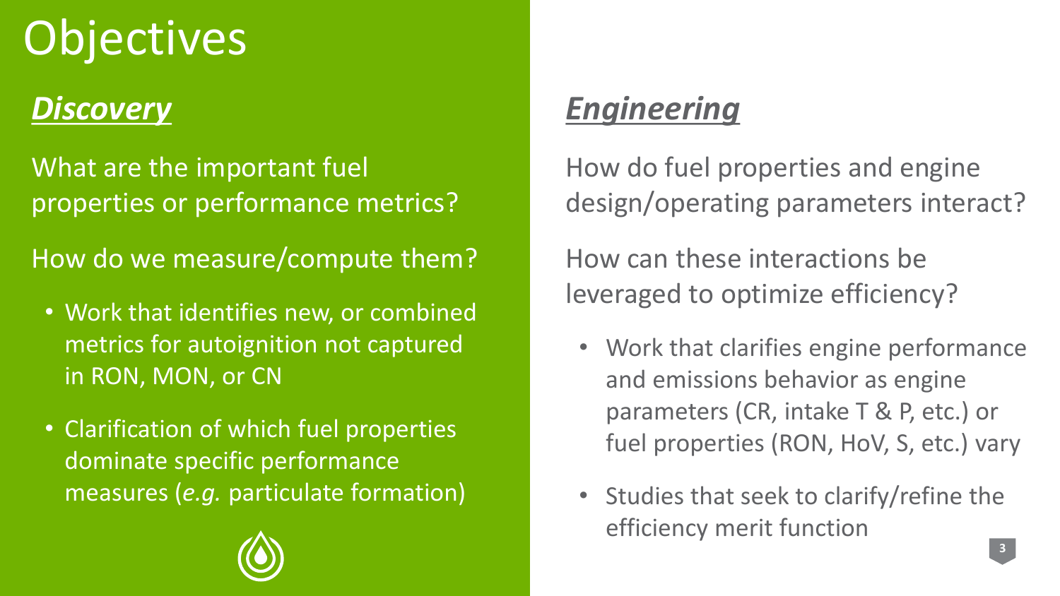# Objectives

## *Discovery*

What are the important fuel properties or performance metrics?

How do we measure/compute them?

- Work that identifies new, or combined metrics for autoignition not captured in RON, MON, or CN
- Clarification of which fuel properties dominate specific performance measures (*e.g.* particulate formation)

## *Engineering*

How do fuel properties and engine design/operating parameters interact?

How can these interactions be leveraged to optimize efficiency?

- Work that clarifies engine performance and emissions behavior as engine parameters (CR, intake T & P, etc.) or fuel properties (RON, HoV, S, etc.) vary
- Studies that seek to clarify/refine the efficiency merit function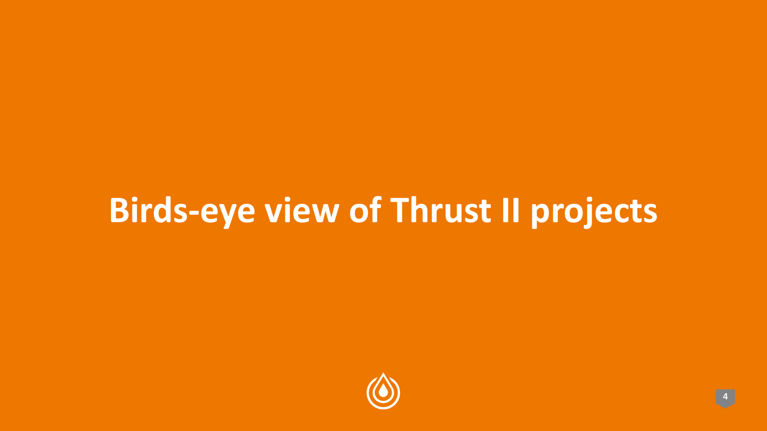# Birds-eye view of Thrust II projects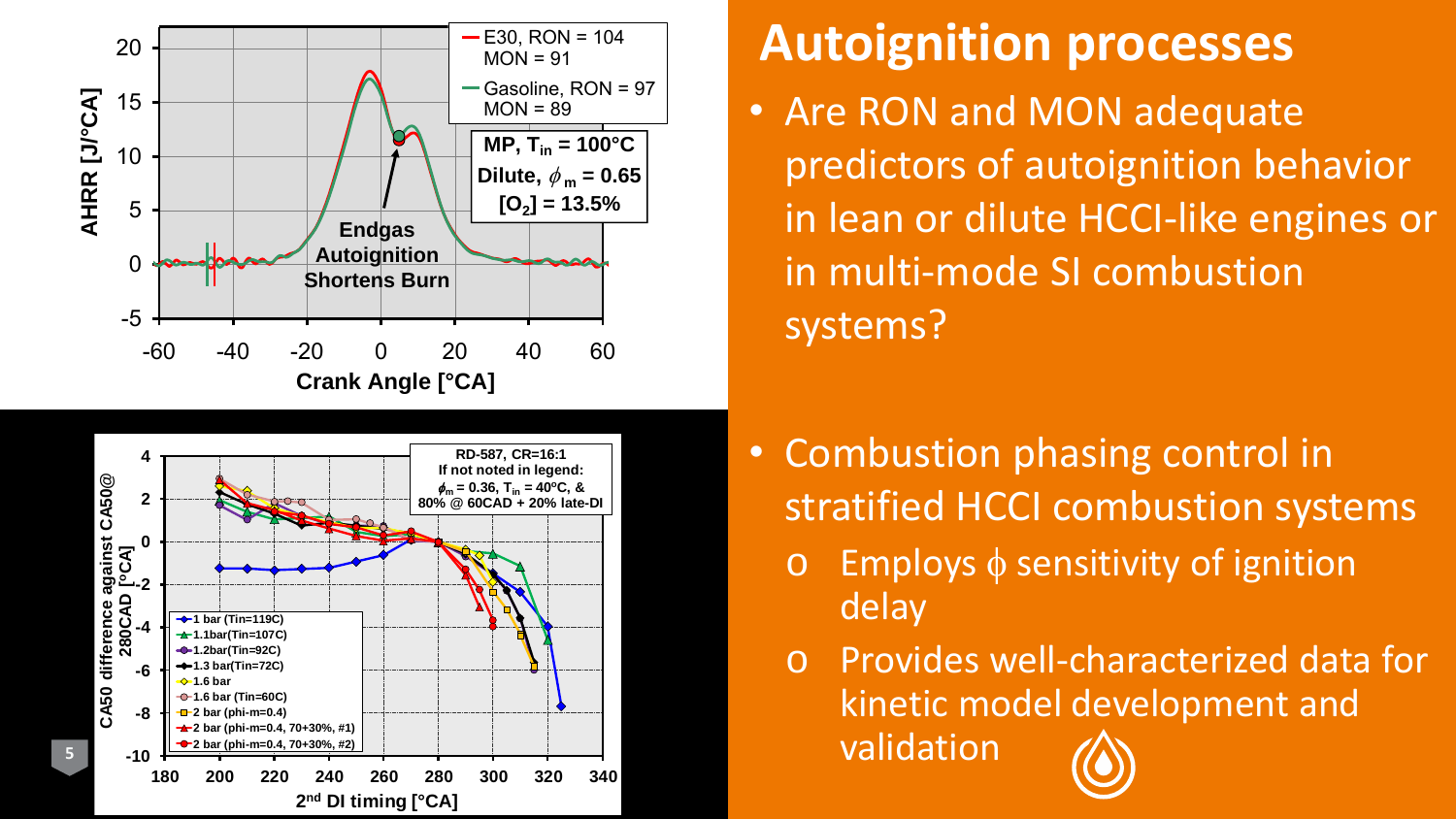# Autoignition processes

- Are RON and MON adequate predictors of autoignition behavior in lean or dilute HCCI-like engines or in multi-mode SI combustion systems?

- Combustion phasing control in stratified HCCI combustion systems
  - o Employs $\phi$ sensitivity of ignition delay
  - o Provides well-characterized data for kinetic model development and validation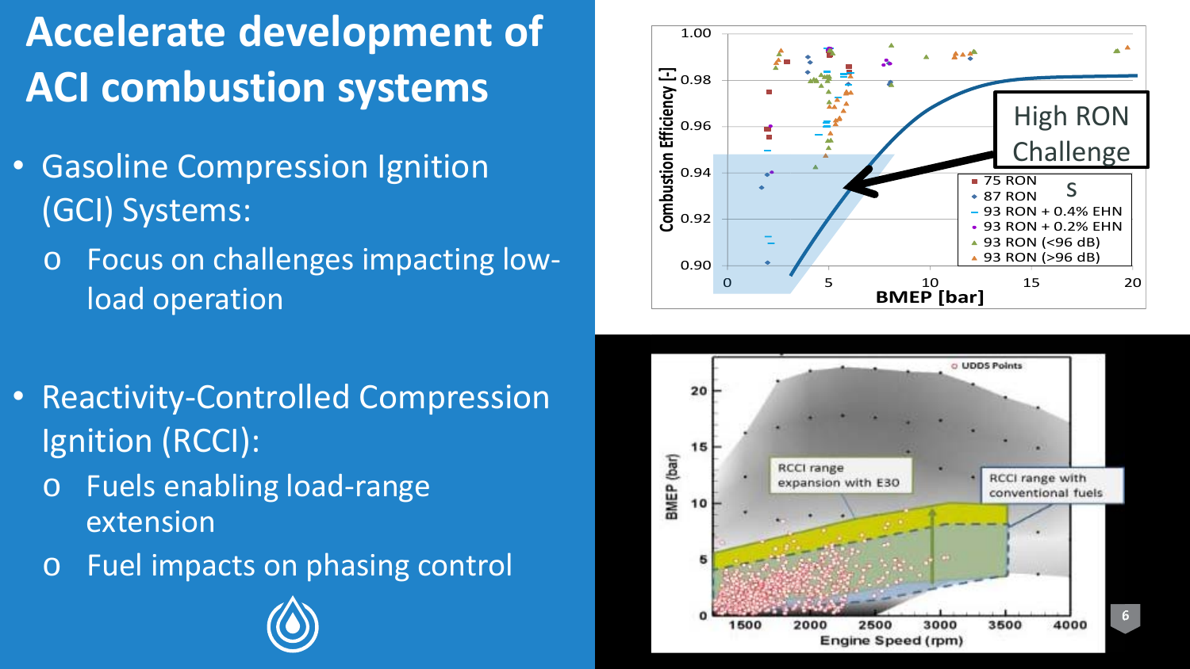# Accelerate development of ACI combustion systems

- Gasoline Compression Ignition (GCI) Systems:
  - Focus on challenges impacting low-load operation
- Reactivity-Controlled Compression Ignition (RCCI):
  - Fuels enabling load-range extension
  - Fuel impacts on phasing control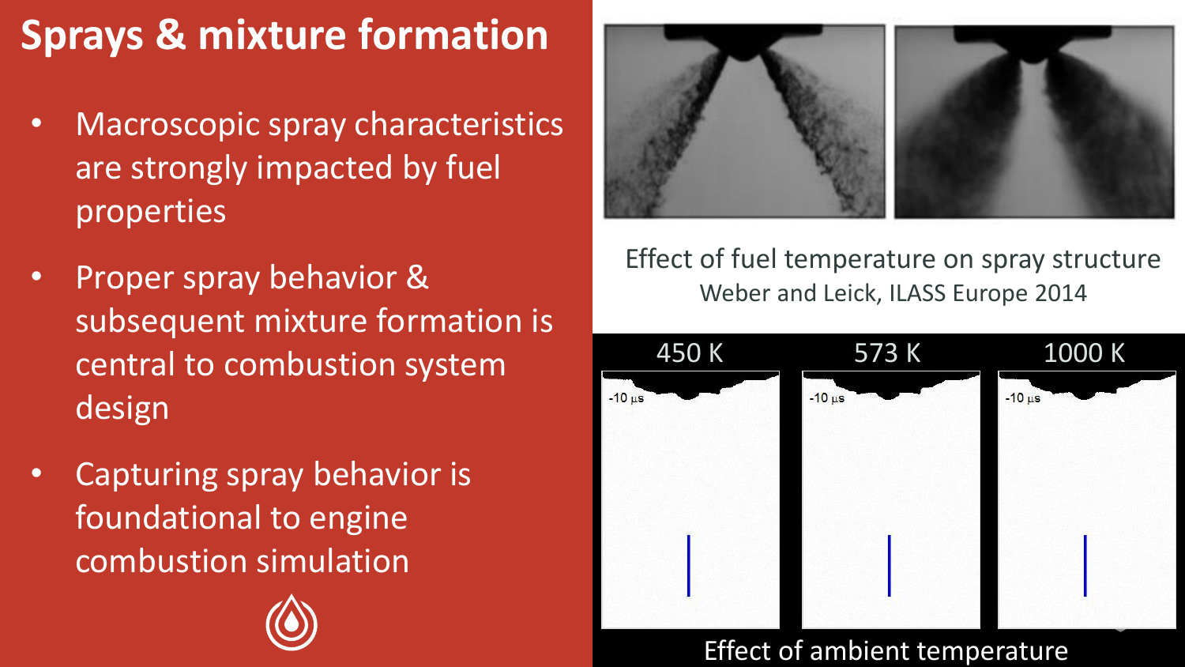# Sprays & mixture formation

- Macroscopic spray characteristics are strongly impacted by fuel properties
- Proper spray behavior & subsequent mixture formation is central to combustion system design
- Capturing spray behavior is foundational to engine combustion simulation

Effect of fuel temperature on spray structure
Weber and Leick, ILASS Europe 2014

| 450 K | 573 K | 1000 K |
| --- | --- | --- |
| -10 µs | -10 µs | -10 µs |

Effect of ambient temperature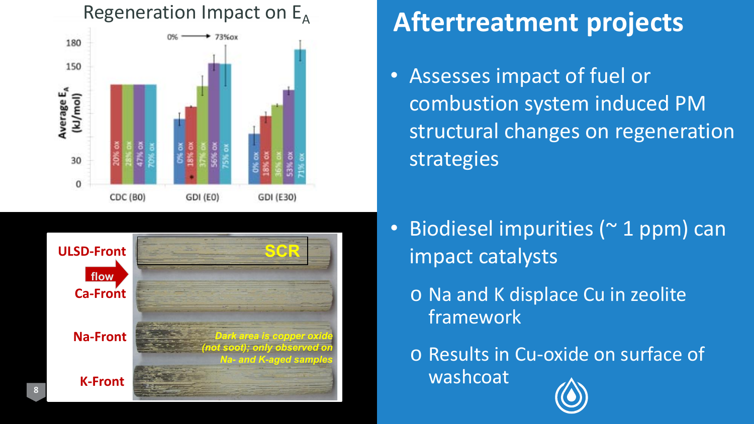# Aftertreatment projects

- Assesses impact of fuel or combustion system induced PM structural changes on regeneration strategies

- Biodiesel impurities (~ 1 ppm) can impact catalysts
  - Na and K displace Cu in zeolite framework
  - Results in Cu-oxide on surface of washcoat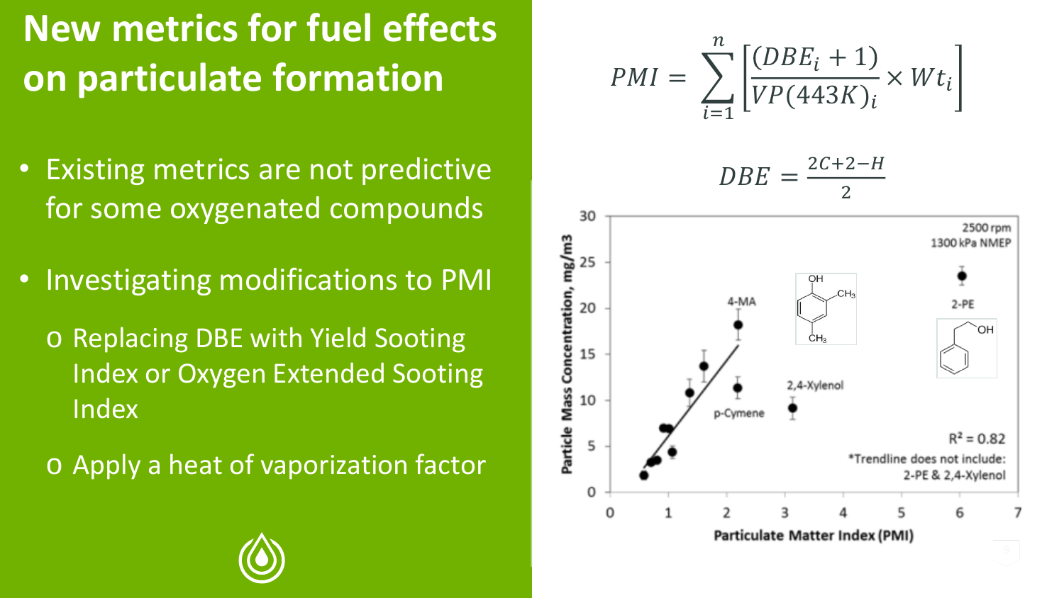# New metrics for fuel effects on particulate formation

- Existing metrics are not predictive for some oxygenated compounds
- Investigating modifications to PMI
  - Replacing DBE with Yield Sooting Index or Oxygen Extended Sooting Index
  - Apply a heat of vaporization factor

$$PMI = \sum_{i=1}^{n} \left[ \frac{(DBE_i + 1)}{VP(443K)_i} \times Wt_i \right]$$

$$DBE = \frac{2C+2-H}{2}$$

Particle Mass Concentration, mg/m3

Particulate Matter Index (PMI)

2500 rpm
1300 kPa NMEP

4-MA

2-PE

2,4-Xylenol

p-Cymene

$R^2 = 0.82$

*Trendline does not include: 2-PE & 2,4-Xylenol